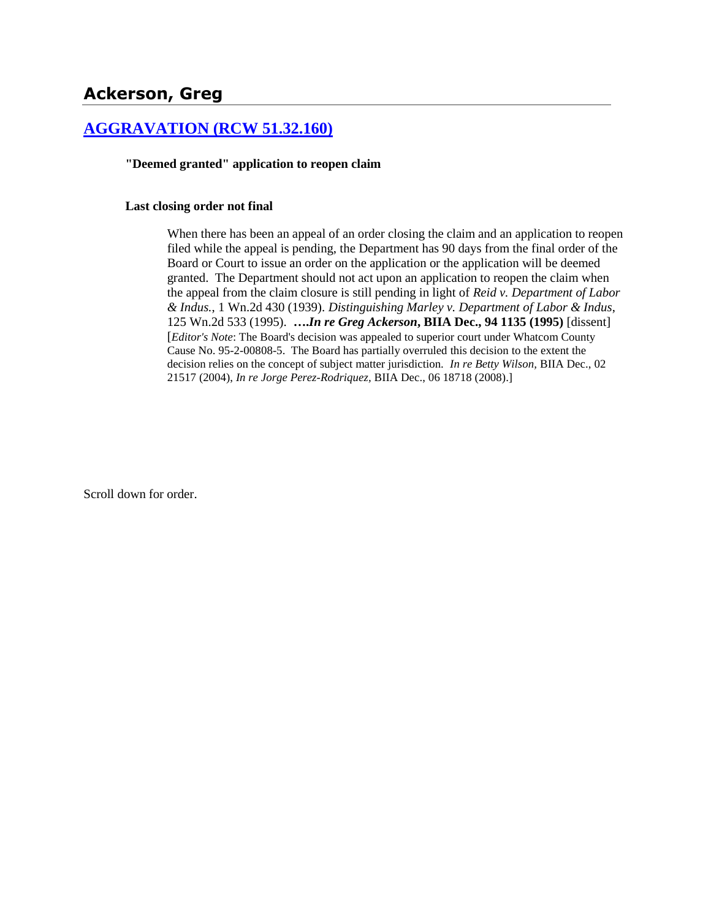# Ackerson, Greg

## [AGGRAVATION (RCW 51.32.160)]

**"Deemed granted" application to reopen claim**

**Last closing order not final**

When there has been an appeal of an order closing the claim and an application to reopen filed while the appeal is pending, the Department has 90 days from the final order of the Board or Court to issue an order on the application or the application will be deemed granted. The Department should not act upon an application to reopen the claim when the appeal from the claim closure is still pending in light of *Reid v. Department of Labor & Indus.*, 1 Wn.2d 430 (1939). *Distinguishing Marley v. Department of Labor & Indus*, 125 Wn.2d 533 (1995). ***….In re Greg Ackerson*****, BIIA Dec., 94 1135 (1995)** [dissent] [*Editor's Note*: The Board's decision was appealed to superior court under Whatcom County Cause No. 95-2-00808-5. The Board has partially overruled this decision to the extent the decision relies on the concept of subject matter jurisdiction. *In re Betty Wilson,* BIIA Dec., 02 21517 (2004), *In re Jorge Perez-Rodriquez,* BIIA Dec., 06 18718 (2008).]

Scroll down for order.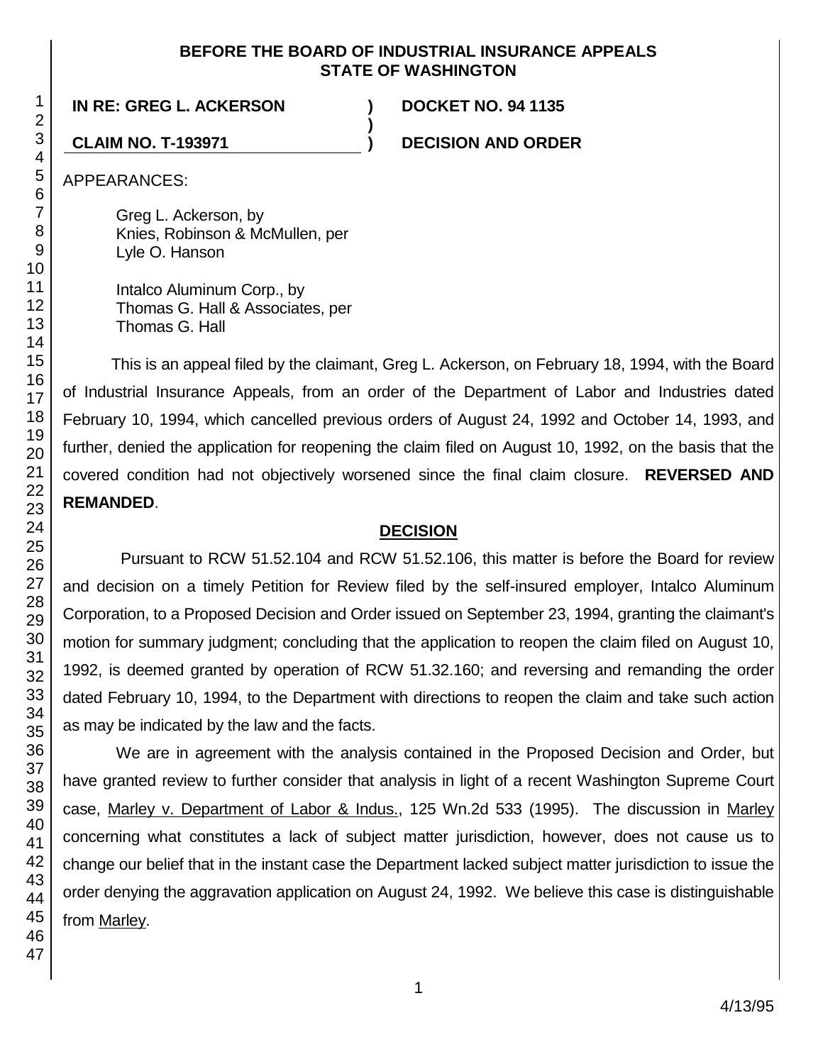**BEFORE THE BOARD OF INDUSTRIAL INSURANCE APPEALS**
**STATE OF WASHINGTON**

| | | |
|---|---|---|
| **IN RE: GREG L. ACKERSON** | **)** | **DOCKET NO. 94 1135** |
| | **)** | |
| **CLAIM NO. T-193971** | **)** | **DECISION AND ORDER** |

APPEARANCES:

Greg L. Ackerson, by
Knies, Robinson & McMullen, per
Lyle O. Hanson

Intalco Aluminum Corp., by
Thomas G. Hall & Associates, per
Thomas G. Hall

This is an appeal filed by the claimant, Greg L. Ackerson, on February 18, 1994, with the Board of Industrial Insurance Appeals, from an order of the Department of Labor and Industries dated February 10, 1994, which cancelled previous orders of August 24, 1992 and October 14, 1993, and further, denied the application for reopening the claim filed on August 10, 1992, on the basis that the covered condition had not objectively worsened since the final claim closure. **REVERSED AND REMANDED**.

## DECISION

Pursuant to RCW 51.52.104 and RCW 51.52.106, this matter is before the Board for review and decision on a timely Petition for Review filed by the self-insured employer, Intalco Aluminum Corporation, to a Proposed Decision and Order issued on September 23, 1994, granting the claimant's motion for summary judgment; concluding that the application to reopen the claim filed on August 10, 1992, is deemed granted by operation of RCW 51.32.160; and reversing and remanding the order dated February 10, 1994, to the Department with directions to reopen the claim and take such action as may be indicated by the law and the facts.

We are in agreement with the analysis contained in the Proposed Decision and Order, but have granted review to further consider that analysis in light of a recent Washington Supreme Court case, Marley v. Department of Labor & Indus., 125 Wn.2d 533 (1995). The discussion in Marley concerning what constitutes a lack of subject matter jurisdiction, however, does not cause us to change our belief that in the instant case the Department lacked subject matter jurisdiction to issue the order denying the aggravation application on August 24, 1992. We believe this case is distinguishable from Marley.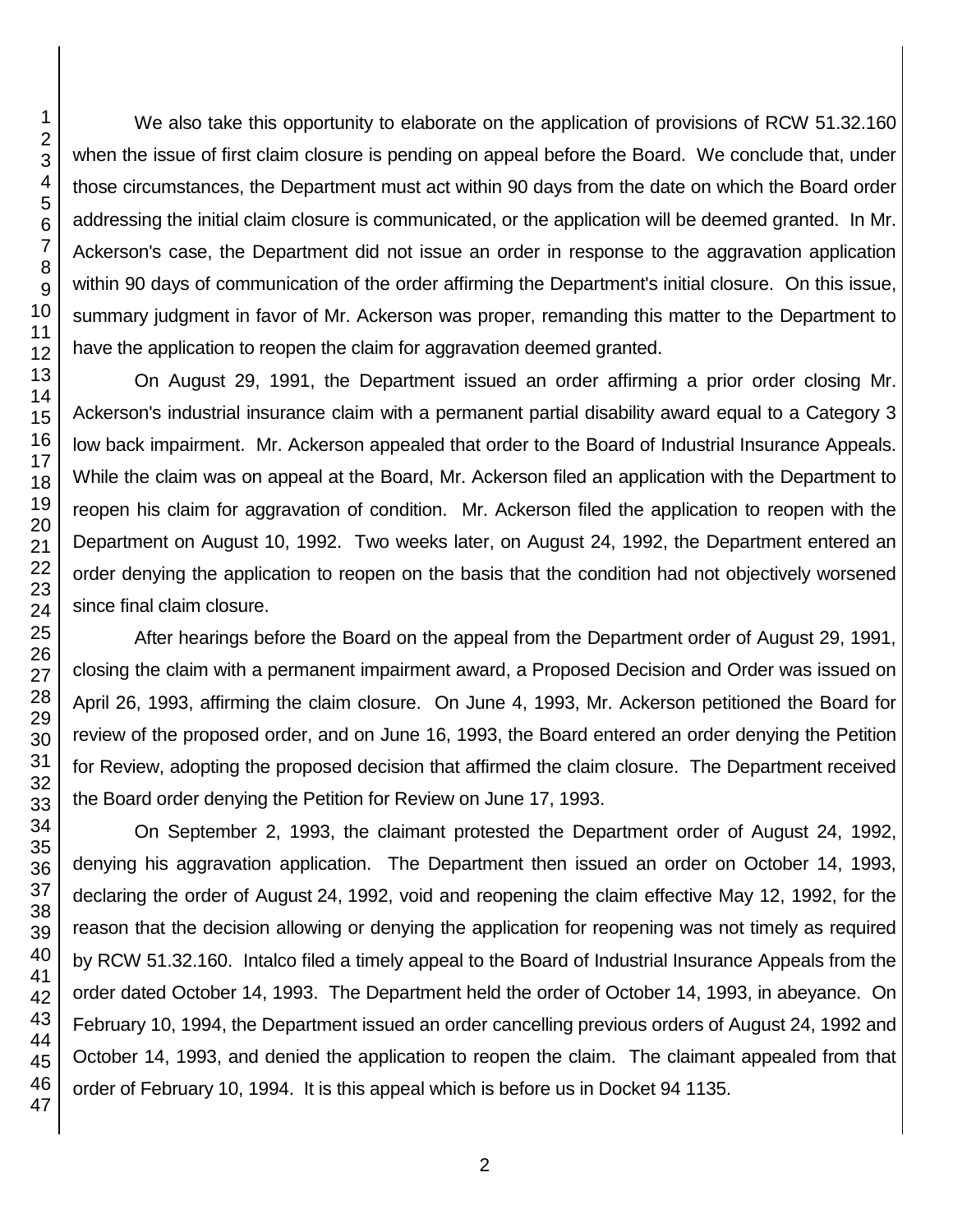We also take this opportunity to elaborate on the application of provisions of RCW 51.32.160 when the issue of first claim closure is pending on appeal before the Board. We conclude that, under those circumstances, the Department must act within 90 days from the date on which the Board order addressing the initial claim closure is communicated, or the application will be deemed granted. In Mr. Ackerson's case, the Department did not issue an order in response to the aggravation application within 90 days of communication of the order affirming the Department's initial closure. On this issue, summary judgment in favor of Mr. Ackerson was proper, remanding this matter to the Department to have the application to reopen the claim for aggravation deemed granted.

On August 29, 1991, the Department issued an order affirming a prior order closing Mr. Ackerson's industrial insurance claim with a permanent partial disability award equal to a Category 3 low back impairment. Mr. Ackerson appealed that order to the Board of Industrial Insurance Appeals. While the claim was on appeal at the Board, Mr. Ackerson filed an application with the Department to reopen his claim for aggravation of condition. Mr. Ackerson filed the application to reopen with the Department on August 10, 1992. Two weeks later, on August 24, 1992, the Department entered an order denying the application to reopen on the basis that the condition had not objectively worsened since final claim closure.

After hearings before the Board on the appeal from the Department order of August 29, 1991, closing the claim with a permanent impairment award, a Proposed Decision and Order was issued on April 26, 1993, affirming the claim closure. On June 4, 1993, Mr. Ackerson petitioned the Board for review of the proposed order, and on June 16, 1993, the Board entered an order denying the Petition for Review, adopting the proposed decision that affirmed the claim closure. The Department received the Board order denying the Petition for Review on June 17, 1993.

On September 2, 1993, the claimant protested the Department order of August 24, 1992, denying his aggravation application. The Department then issued an order on October 14, 1993, declaring the order of August 24, 1992, void and reopening the claim effective May 12, 1992, for the reason that the decision allowing or denying the application for reopening was not timely as required by RCW 51.32.160. Intalco filed a timely appeal to the Board of Industrial Insurance Appeals from the order dated October 14, 1993. The Department held the order of October 14, 1993, in abeyance. On February 10, 1994, the Department issued an order cancelling previous orders of August 24, 1992 and October 14, 1993, and denied the application to reopen the claim. The claimant appealed from that order of February 10, 1994. It is this appeal which is before us in Docket 94 1135.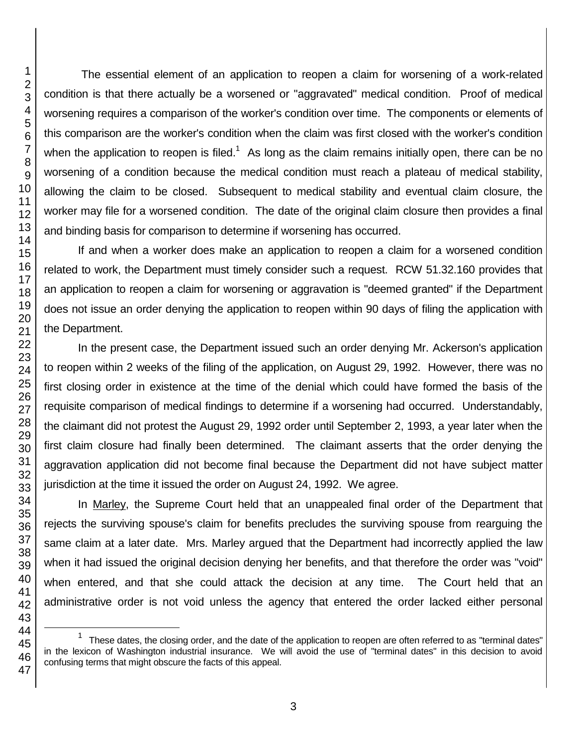The essential element of an application to reopen a claim for worsening of a work-related condition is that there actually be a worsened or "aggravated" medical condition. Proof of medical worsening requires a comparison of the worker's condition over time. The components or elements of this comparison are the worker's condition when the claim was first closed with the worker's condition when the application to reopen is filed.[1] As long as the claim remains initially open, there can be no worsening of a condition because the medical condition must reach a plateau of medical stability, allowing the claim to be closed. Subsequent to medical stability and eventual claim closure, the worker may file for a worsened condition. The date of the original claim closure then provides a final and binding basis for comparison to determine if worsening has occurred.

If and when a worker does make an application to reopen a claim for a worsened condition related to work, the Department must timely consider such a request. RCW 51.32.160 provides that an application to reopen a claim for worsening or aggravation is "deemed granted" if the Department does not issue an order denying the application to reopen within 90 days of filing the application with the Department.

In the present case, the Department issued such an order denying Mr. Ackerson's application to reopen within 2 weeks of the filing of the application, on August 29, 1992. However, there was no first closing order in existence at the time of the denial which could have formed the basis of the requisite comparison of medical findings to determine if a worsening had occurred. Understandably, the claimant did not protest the August 29, 1992 order until September 2, 1993, a year later when the first claim closure had finally been determined. The claimant asserts that the order denying the aggravation application did not become final because the Department did not have subject matter jurisdiction at the time it issued the order on August 24, 1992. We agree.

In Marley, the Supreme Court held that an unappealed final order of the Department that rejects the surviving spouse's claim for benefits precludes the surviving spouse from rearguing the same claim at a later date. Mrs. Marley argued that the Department had incorrectly applied the law when it had issued the original decision denying her benefits, and that therefore the order was "void" when entered, and that she could attack the decision at any time. The Court held that an administrative order is not void unless the agency that entered the order lacked either personal

---

[1] These dates, the closing order, and the date of the application to reopen are often referred to as "terminal dates" in the lexicon of Washington industrial insurance. We will avoid the use of "terminal dates" in this decision to avoid confusing terms that might obscure the facts of this appeal.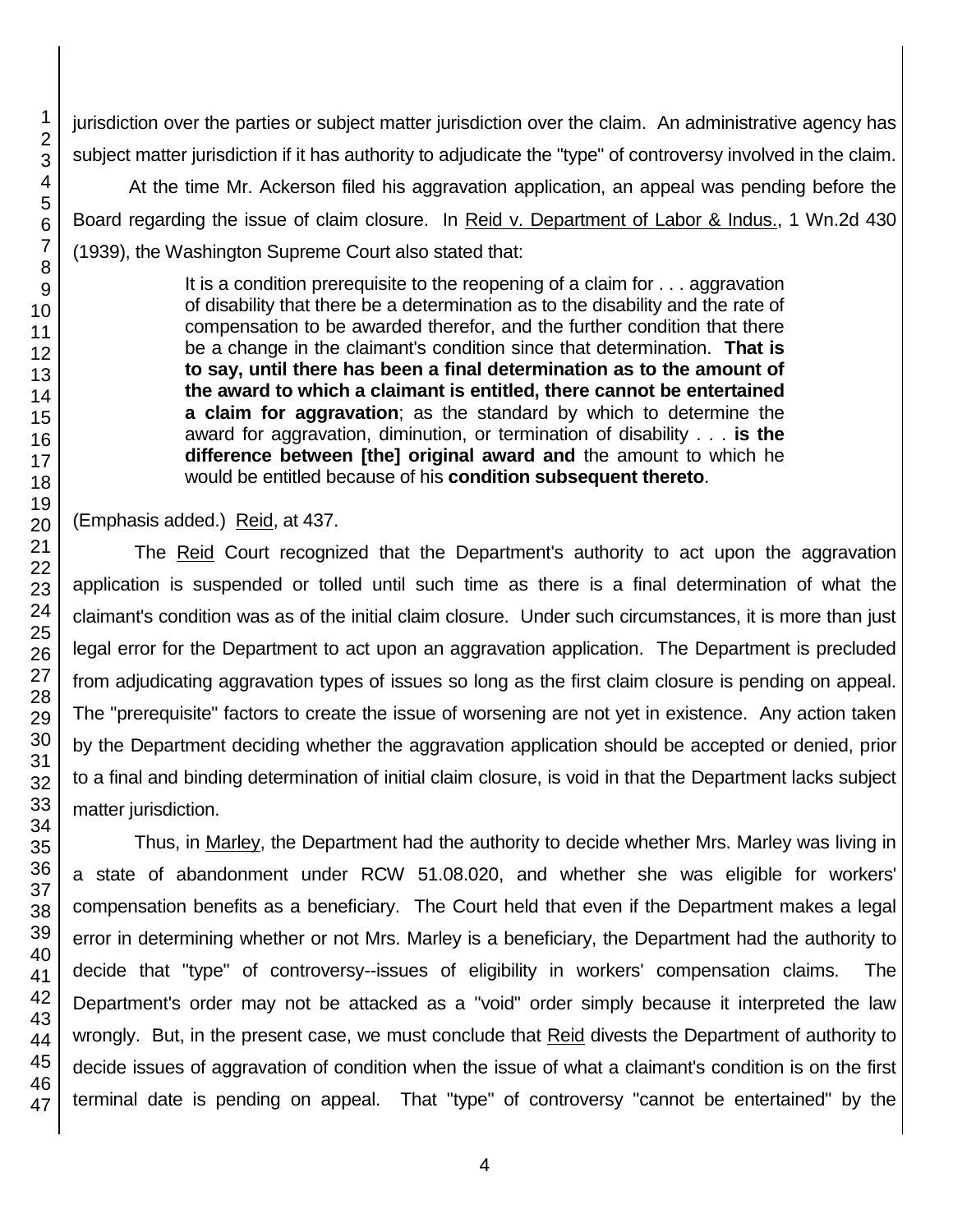jurisdiction over the parties or subject matter jurisdiction over the claim. An administrative agency has subject matter jurisdiction if it has authority to adjudicate the "type" of controversy involved in the claim.

At the time Mr. Ackerson filed his aggravation application, an appeal was pending before the Board regarding the issue of claim closure. In Reid v. Department of Labor & Indus., 1 Wn.2d 430 (1939), the Washington Supreme Court also stated that:

> It is a condition prerequisite to the reopening of a claim for . . . aggravation of disability that there be a determination as to the disability and the rate of compensation to be awarded therefor, and the further condition that there be a change in the claimant's condition since that determination. **That is to say, until there has been a final determination as to the amount of the award to which a claimant is entitled, there cannot be entertained a claim for aggravation**; as the standard by which to determine the award for aggravation, diminution, or termination of disability . . . **is the difference between [the] original award and** the amount to which he would be entitled because of his **condition subsequent thereto**.

(Emphasis added.) Reid, at 437.

The Reid Court recognized that the Department's authority to act upon the aggravation application is suspended or tolled until such time as there is a final determination of what the claimant's condition was as of the initial claim closure. Under such circumstances, it is more than just legal error for the Department to act upon an aggravation application. The Department is precluded from adjudicating aggravation types of issues so long as the first claim closure is pending on appeal. The "prerequisite" factors to create the issue of worsening are not yet in existence. Any action taken by the Department deciding whether the aggravation application should be accepted or denied, prior to a final and binding determination of initial claim closure, is void in that the Department lacks subject matter jurisdiction.

Thus, in Marley, the Department had the authority to decide whether Mrs. Marley was living in a state of abandonment under RCW 51.08.020, and whether she was eligible for workers' compensation benefits as a beneficiary. The Court held that even if the Department makes a legal error in determining whether or not Mrs. Marley is a beneficiary, the Department had the authority to decide that "type" of controversy--issues of eligibility in workers' compensation claims. The Department's order may not be attacked as a "void" order simply because it interpreted the law wrongly. But, in the present case, we must conclude that Reid divests the Department of authority to decide issues of aggravation of condition when the issue of what a claimant's condition is on the first terminal date is pending on appeal. That "type" of controversy "cannot be entertained" by the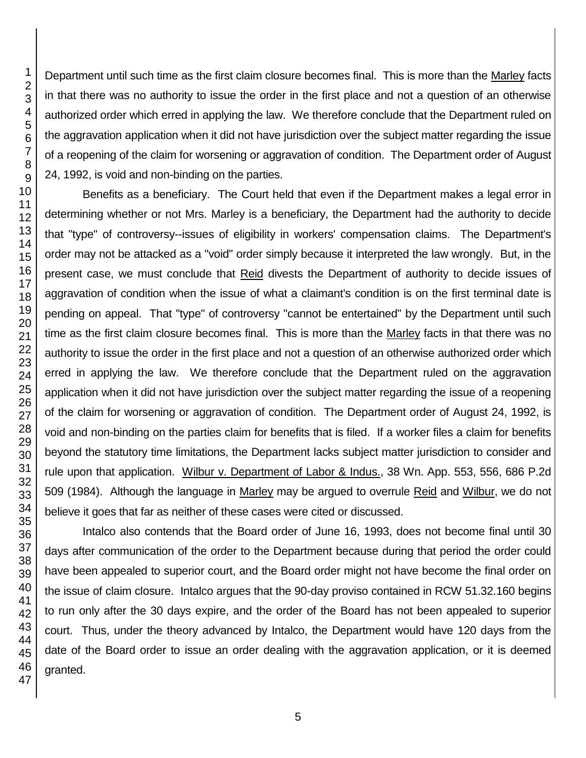Department until such time as the first claim closure becomes final. This is more than the Marley facts in that there was no authority to issue the order in the first place and not a question of an otherwise authorized order which erred in applying the law. We therefore conclude that the Department ruled on the aggravation application when it did not have jurisdiction over the subject matter regarding the issue of a reopening of the claim for worsening or aggravation of condition. The Department order of August 24, 1992, is void and non-binding on the parties.

Benefits as a beneficiary. The Court held that even if the Department makes a legal error in determining whether or not Mrs. Marley is a beneficiary, the Department had the authority to decide that "type" of controversy--issues of eligibility in workers' compensation claims. The Department's order may not be attacked as a "void" order simply because it interpreted the law wrongly. But, in the present case, we must conclude that Reid divests the Department of authority to decide issues of aggravation of condition when the issue of what a claimant's condition is on the first terminal date is pending on appeal. That "type" of controversy "cannot be entertained" by the Department until such time as the first claim closure becomes final. This is more than the Marley facts in that there was no authority to issue the order in the first place and not a question of an otherwise authorized order which erred in applying the law. We therefore conclude that the Department ruled on the aggravation application when it did not have jurisdiction over the subject matter regarding the issue of a reopening of the claim for worsening or aggravation of condition. The Department order of August 24, 1992, is void and non-binding on the parties claim for benefits that is filed. If a worker files a claim for benefits beyond the statutory time limitations, the Department lacks subject matter jurisdiction to consider and rule upon that application. Wilbur v. Department of Labor & Indus., 38 Wn. App. 553, 556, 686 P.2d 509 (1984). Although the language in Marley may be argued to overrule Reid and Wilbur, we do not believe it goes that far as neither of these cases were cited or discussed.

Intalco also contends that the Board order of June 16, 1993, does not become final until 30 days after communication of the order to the Department because during that period the order could have been appealed to superior court, and the Board order might not have become the final order on the issue of claim closure. Intalco argues that the 90-day proviso contained in RCW 51.32.160 begins to run only after the 30 days expire, and the order of the Board has not been appealed to superior court. Thus, under the theory advanced by Intalco, the Department would have 120 days from the date of the Board order to issue an order dealing with the aggravation application, or it is deemed granted.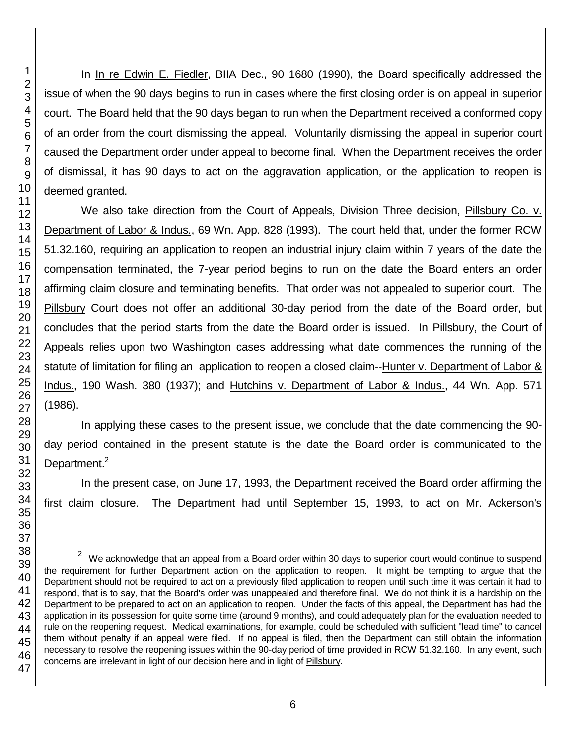In In re Edwin E. Fiedler, BIIA Dec., 90 1680 (1990), the Board specifically addressed the issue of when the 90 days begins to run in cases where the first closing order is on appeal in superior court. The Board held that the 90 days began to run when the Department received a conformed copy of an order from the court dismissing the appeal. Voluntarily dismissing the appeal in superior court caused the Department order under appeal to become final. When the Department receives the order of dismissal, it has 90 days to act on the aggravation application, or the application to reopen is deemed granted.

We also take direction from the Court of Appeals, Division Three decision, Pillsbury Co. v. Department of Labor & Indus., 69 Wn. App. 828 (1993). The court held that, under the former RCW 51.32.160, requiring an application to reopen an industrial injury claim within 7 years of the date the compensation terminated, the 7-year period begins to run on the date the Board enters an order affirming claim closure and terminating benefits. That order was not appealed to superior court. The Pillsbury Court does not offer an additional 30-day period from the date of the Board order, but concludes that the period starts from the date the Board order is issued. In Pillsbury, the Court of Appeals relies upon two Washington cases addressing what date commences the running of the statute of limitation for filing an application to reopen a closed claim--Hunter v. Department of Labor & Indus., 190 Wash. 380 (1937); and Hutchins v. Department of Labor & Indus., 44 Wn. App. 571 (1986).

In applying these cases to the present issue, we conclude that the date commencing the 90-day period contained in the present statute is the date the Board order is communicated to the Department.[2]

In the present case, on June 17, 1993, the Department received the Board order affirming the first claim closure. The Department had until September 15, 1993, to act on Mr. Ackerson's

---

[2] We acknowledge that an appeal from a Board order within 30 days to superior court would continue to suspend the requirement for further Department action on the application to reopen. It might be tempting to argue that the Department should not be required to act on a previously filed application to reopen until such time it was certain it had to respond, that is to say, that the Board's order was unappealed and therefore final. We do not think it is a hardship on the Department to be prepared to act on an application to reopen. Under the facts of this appeal, the Department has had the application in its possession for quite some time (around 9 months), and could adequately plan for the evaluation needed to rule on the reopening request. Medical examinations, for example, could be scheduled with sufficient "lead time" to cancel them without penalty if an appeal were filed. If no appeal is filed, then the Department can still obtain the information necessary to resolve the reopening issues within the 90-day period of time provided in RCW 51.32.160. In any event, such concerns are irrelevant in light of our decision here and in light of Pillsbury.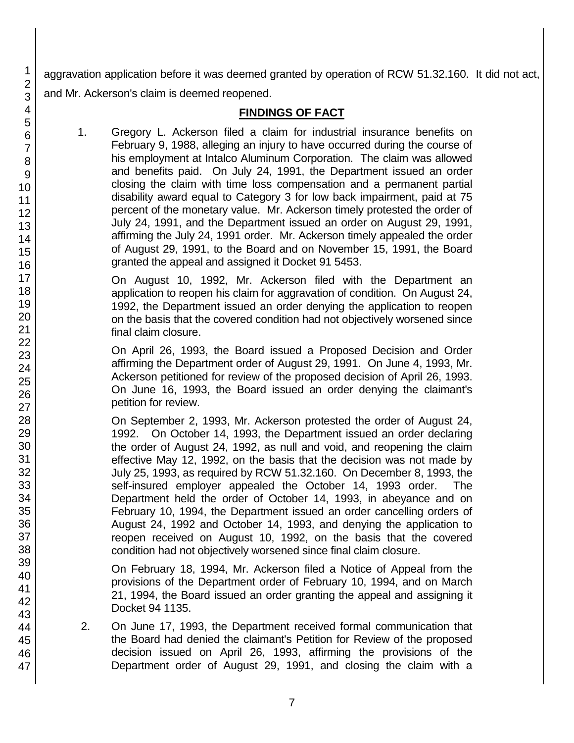aggravation application before it was deemed granted by operation of RCW 51.32.160. It did not act, and Mr. Ackerson's claim is deemed reopened.

## FINDINGS OF FACT

1. Gregory L. Ackerson filed a claim for industrial insurance benefits on February 9, 1988, alleging an injury to have occurred during the course of his employment at Intalco Aluminum Corporation. The claim was allowed and benefits paid. On July 24, 1991, the Department issued an order closing the claim with time loss compensation and a permanent partial disability award equal to Category 3 for low back impairment, paid at 75 percent of the monetary value. Mr. Ackerson timely protested the order of July 24, 1991, and the Department issued an order on August 29, 1991, affirming the July 24, 1991 order. Mr. Ackerson timely appealed the order of August 29, 1991, to the Board and on November 15, 1991, the Board granted the appeal and assigned it Docket 91 5453.

   On August 10, 1992, Mr. Ackerson filed with the Department an application to reopen his claim for aggravation of condition. On August 24, 1992, the Department issued an order denying the application to reopen on the basis that the covered condition had not objectively worsened since final claim closure.

   On April 26, 1993, the Board issued a Proposed Decision and Order affirming the Department order of August 29, 1991. On June 4, 1993, Mr. Ackerson petitioned for review of the proposed decision of April 26, 1993. On June 16, 1993, the Board issued an order denying the claimant's petition for review.

   On September 2, 1993, Mr. Ackerson protested the order of August 24, 1992. On October 14, 1993, the Department issued an order declaring the order of August 24, 1992, as null and void, and reopening the claim effective May 12, 1992, on the basis that the decision was not made by July 25, 1993, as required by RCW 51.32.160. On December 8, 1993, the self-insured employer appealed the October 14, 1993 order. The Department held the order of October 14, 1993, in abeyance and on February 10, 1994, the Department issued an order cancelling orders of August 24, 1992 and October 14, 1993, and denying the application to reopen received on August 10, 1992, on the basis that the covered condition had not objectively worsened since final claim closure.

   On February 18, 1994, Mr. Ackerson filed a Notice of Appeal from the provisions of the Department order of February 10, 1994, and on March 21, 1994, the Board issued an order granting the appeal and assigning it Docket 94 1135.

2. On June 17, 1993, the Department received formal communication that the Board had denied the claimant's Petition for Review of the proposed decision issued on April 26, 1993, affirming the provisions of the Department order of August 29, 1991, and closing the claim with a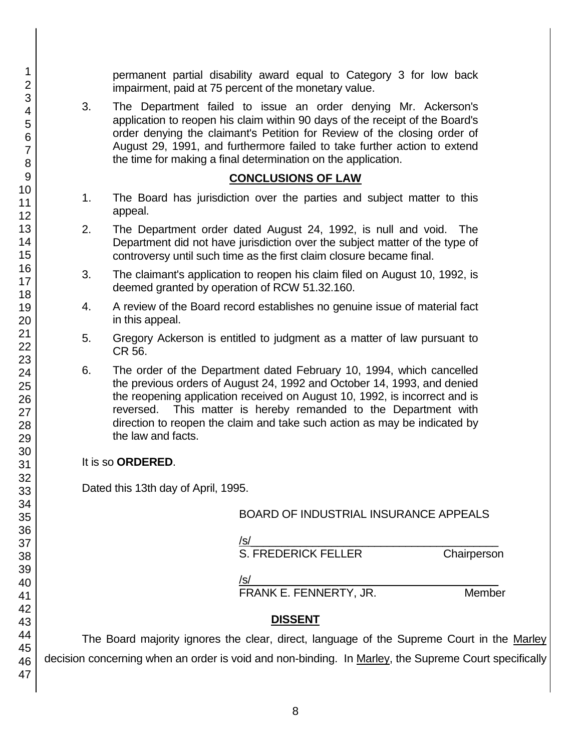permanent partial disability award equal to Category 3 for low back impairment, paid at 75 percent of the monetary value.

3. The Department failed to issue an order denying Mr. Ackerson's application to reopen his claim within 90 days of the receipt of the Board's order denying the claimant's Petition for Review of the closing order of August 29, 1991, and furthermore failed to take further action to extend the time for making a final determination on the application.

## CONCLUSIONS OF LAW

1. The Board has jurisdiction over the parties and subject matter to this appeal.

2. The Department order dated August 24, 1992, is null and void. The Department did not have jurisdiction over the subject matter of the type of controversy until such time as the first claim closure became final.

3. The claimant's application to reopen his claim filed on August 10, 1992, is deemed granted by operation of RCW 51.32.160.

4. A review of the Board record establishes no genuine issue of material fact in this appeal.

5. Gregory Ackerson is entitled to judgment as a matter of law pursuant to CR 56.

6. The order of the Department dated February 10, 1994, which cancelled the previous orders of August 24, 1992 and October 14, 1993, and denied the reopening application received on August 10, 1992, is incorrect and is reversed. This matter is hereby remanded to the Department with direction to reopen the claim and take such action as may be indicated by the law and facts.

It is so **ORDERED**.

Dated this 13th day of April, 1995.

BOARD OF INDUSTRIAL INSURANCE APPEALS

/s/
S. FREDERICK FELLER Chairperson

/s/
FRANK E. FENNERTY, JR. Member

## DISSENT

The Board majority ignores the clear, direct, language of the Supreme Court in the Marley decision concerning when an order is void and non-binding. In Marley, the Supreme Court specifically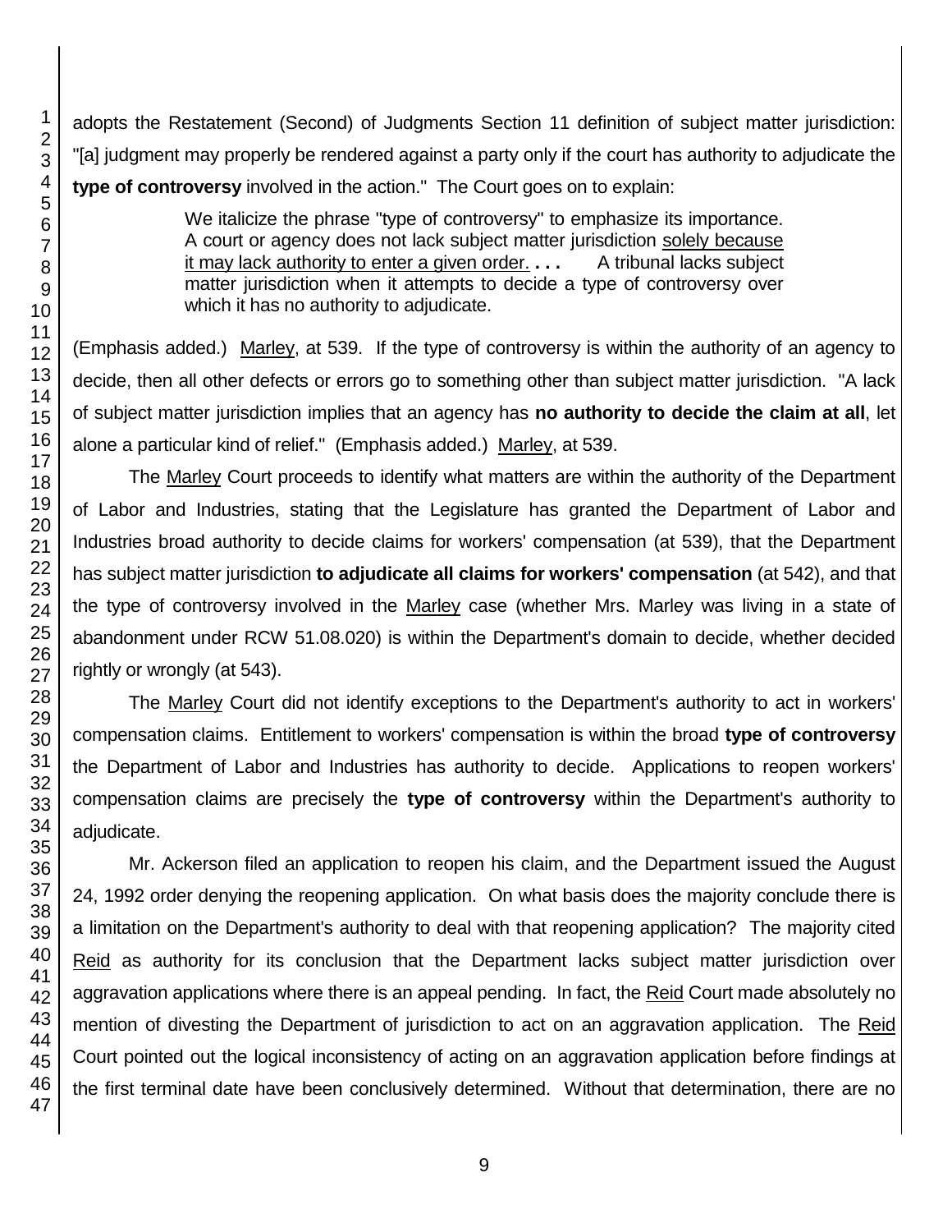adopts the Restatement (Second) of Judgments Section 11 definition of subject matter jurisdiction: "[a] judgment may properly be rendered against a party only if the court has authority to adjudicate the **type of controversy** involved in the action." The Court goes on to explain:

> We italicize the phrase "type of controversy" to emphasize its importance. A court or agency does not lack subject matter jurisdiction solely because it may lack authority to enter a given order. **. . .** A tribunal lacks subject matter jurisdiction when it attempts to decide a type of controversy over which it has no authority to adjudicate.

(Emphasis added.) Marley, at 539. If the type of controversy is within the authority of an agency to decide, then all other defects or errors go to something other than subject matter jurisdiction. "A lack of subject matter jurisdiction implies that an agency has **no authority to decide the claim at all**, let alone a particular kind of relief." (Emphasis added.) Marley, at 539.

The Marley Court proceeds to identify what matters are within the authority of the Department of Labor and Industries, stating that the Legislature has granted the Department of Labor and Industries broad authority to decide claims for workers' compensation (at 539), that the Department has subject matter jurisdiction **to adjudicate all claims for workers' compensation** (at 542), and that the type of controversy involved in the Marley case (whether Mrs. Marley was living in a state of abandonment under RCW 51.08.020) is within the Department's domain to decide, whether decided rightly or wrongly (at 543).

The Marley Court did not identify exceptions to the Department's authority to act in workers' compensation claims. Entitlement to workers' compensation is within the broad **type of controversy** the Department of Labor and Industries has authority to decide. Applications to reopen workers' compensation claims are precisely the **type of controversy** within the Department's authority to adjudicate.

Mr. Ackerson filed an application to reopen his claim, and the Department issued the August 24, 1992 order denying the reopening application. On what basis does the majority conclude there is a limitation on the Department's authority to deal with that reopening application? The majority cited Reid as authority for its conclusion that the Department lacks subject matter jurisdiction over aggravation applications where there is an appeal pending. In fact, the Reid Court made absolutely no mention of divesting the Department of jurisdiction to act on an aggravation application. The Reid Court pointed out the logical inconsistency of acting on an aggravation application before findings at the first terminal date have been conclusively determined. Without that determination, there are no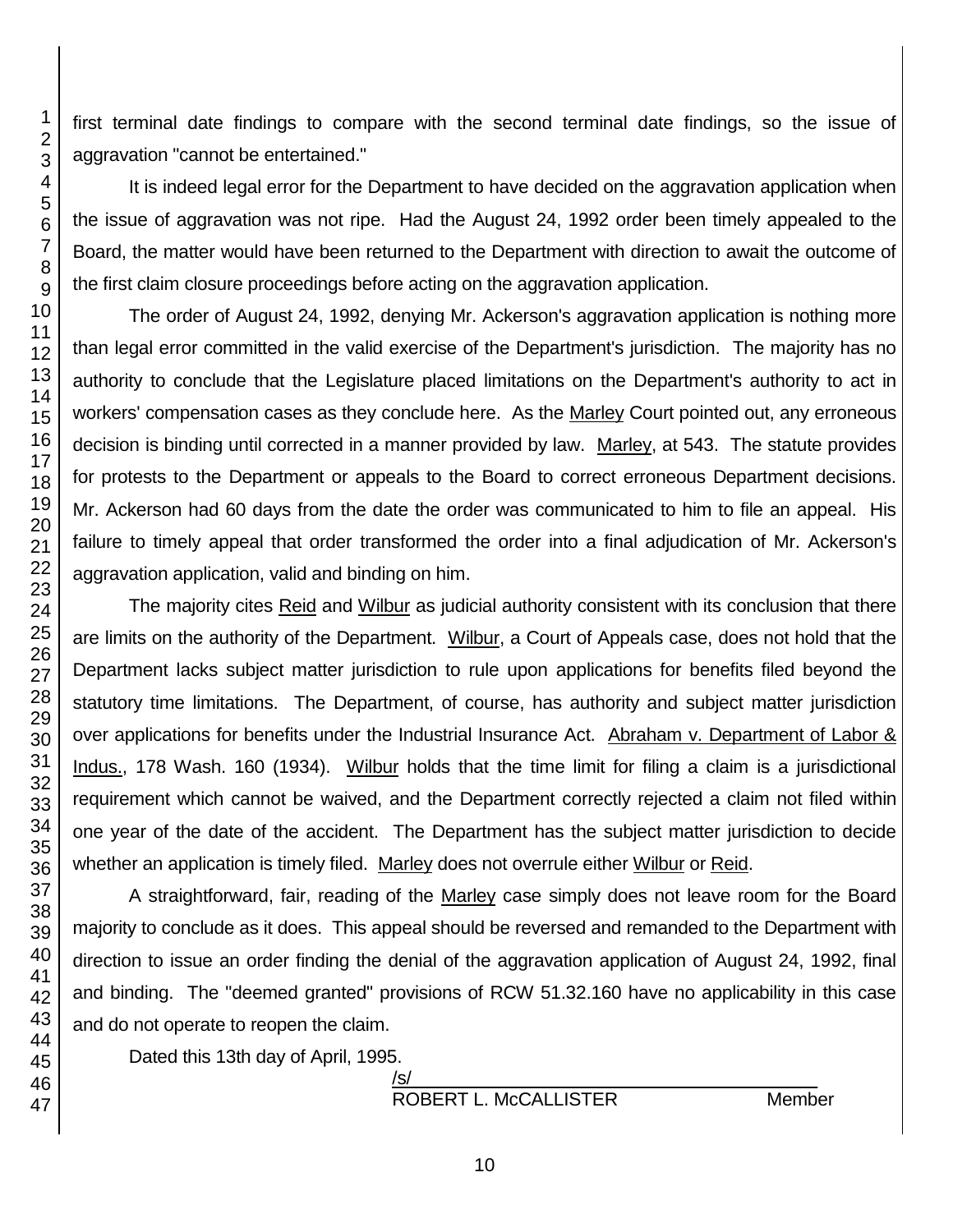first terminal date findings to compare with the second terminal date findings, so the issue of aggravation "cannot be entertained."

It is indeed legal error for the Department to have decided on the aggravation application when the issue of aggravation was not ripe. Had the August 24, 1992 order been timely appealed to the Board, the matter would have been returned to the Department with direction to await the outcome of the first claim closure proceedings before acting on the aggravation application.

The order of August 24, 1992, denying Mr. Ackerson's aggravation application is nothing more than legal error committed in the valid exercise of the Department's jurisdiction. The majority has no authority to conclude that the Legislature placed limitations on the Department's authority to act in workers' compensation cases as they conclude here. As the Marley Court pointed out, any erroneous decision is binding until corrected in a manner provided by law. Marley, at 543. The statute provides for protests to the Department or appeals to the Board to correct erroneous Department decisions. Mr. Ackerson had 60 days from the date the order was communicated to him to file an appeal. His failure to timely appeal that order transformed the order into a final adjudication of Mr. Ackerson's aggravation application, valid and binding on him.

The majority cites Reid and Wilbur as judicial authority consistent with its conclusion that there are limits on the authority of the Department. Wilbur, a Court of Appeals case, does not hold that the Department lacks subject matter jurisdiction to rule upon applications for benefits filed beyond the statutory time limitations. The Department, of course, has authority and subject matter jurisdiction over applications for benefits under the Industrial Insurance Act. Abraham v. Department of Labor & Indus., 178 Wash. 160 (1934). Wilbur holds that the time limit for filing a claim is a jurisdictional requirement which cannot be waived, and the Department correctly rejected a claim not filed within one year of the date of the accident. The Department has the subject matter jurisdiction to decide whether an application is timely filed. Marley does not overrule either Wilbur or Reid.

A straightforward, fair, reading of the Marley case simply does not leave room for the Board majority to conclude as it does. This appeal should be reversed and remanded to the Department with direction to issue an order finding the denial of the aggravation application of August 24, 1992, final and binding. The "deemed granted" provisions of RCW 51.32.160 have no applicability in this case and do not operate to reopen the claim.

Dated this 13th day of April, 1995.

/s/
ROBERT L. McCALLISTER Member